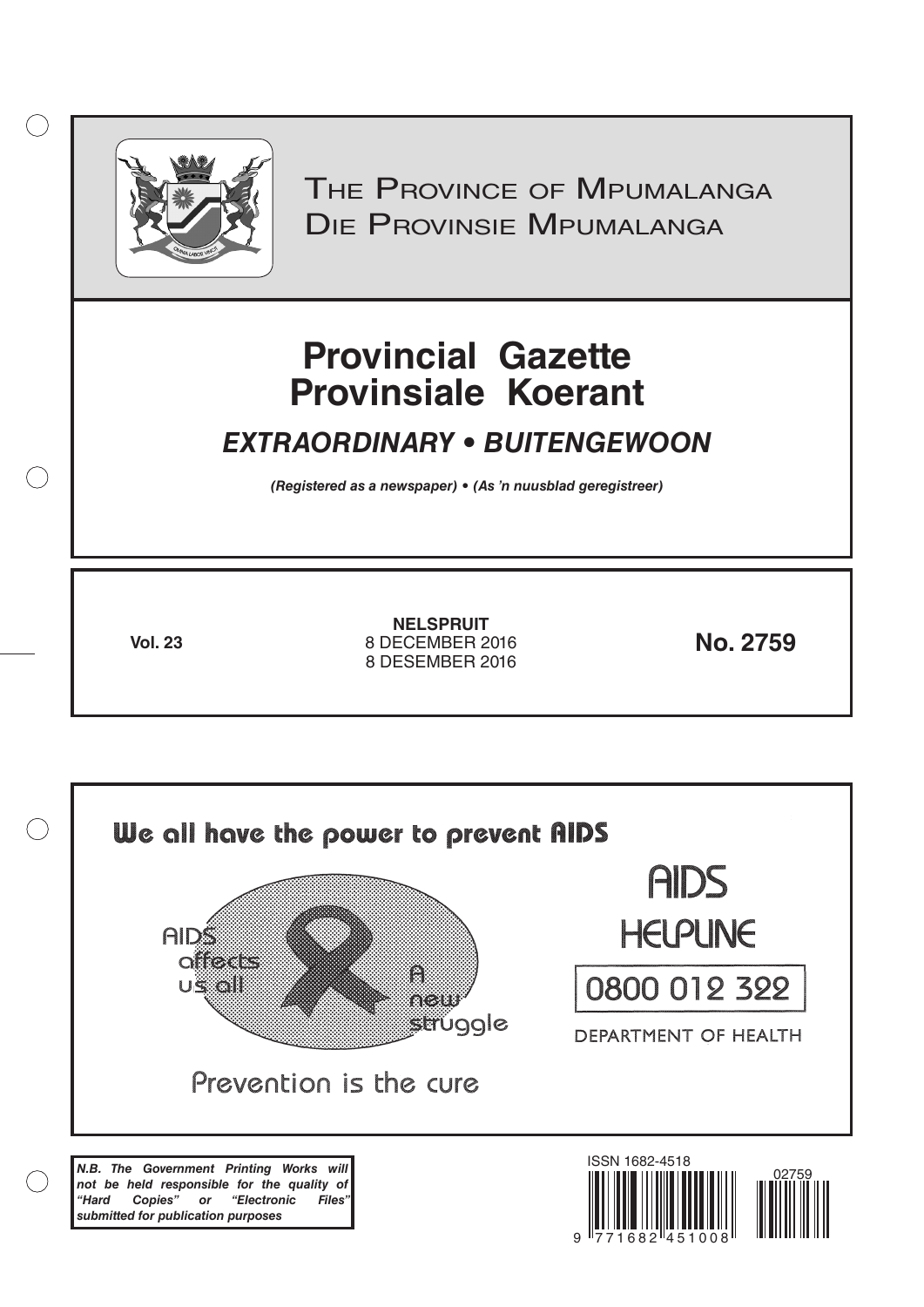# The Province of Mpumalanga
# Die Provinsie Mpumalanga

# Provincial Gazette
# Provinsiale Koerant

## *EXTRAORDINARY • BUITENGEWOON*

***(Registered as a newspaper) • (As 'n nuusblad geregistreer)***

| **Vol. 23** | **NELSPRUIT**<br>8 DECEMBER 2016<br>8 DESEMBER 2016 | **No. 2759** |
|---|---|---|

**We all have the power to prevent AIDS**

AIDS affects us all

A new struggle

Prevention is the cure

AIDS HELPLINE

0800 012 322

DEPARTMENT OF HEALTH

***N.B. The Government Printing Works will not be held responsible for the quality of "Hard Copies" or "Electronic Files" submitted for publication purposes***

ISSN 1682-4518

02759

9 771682 451008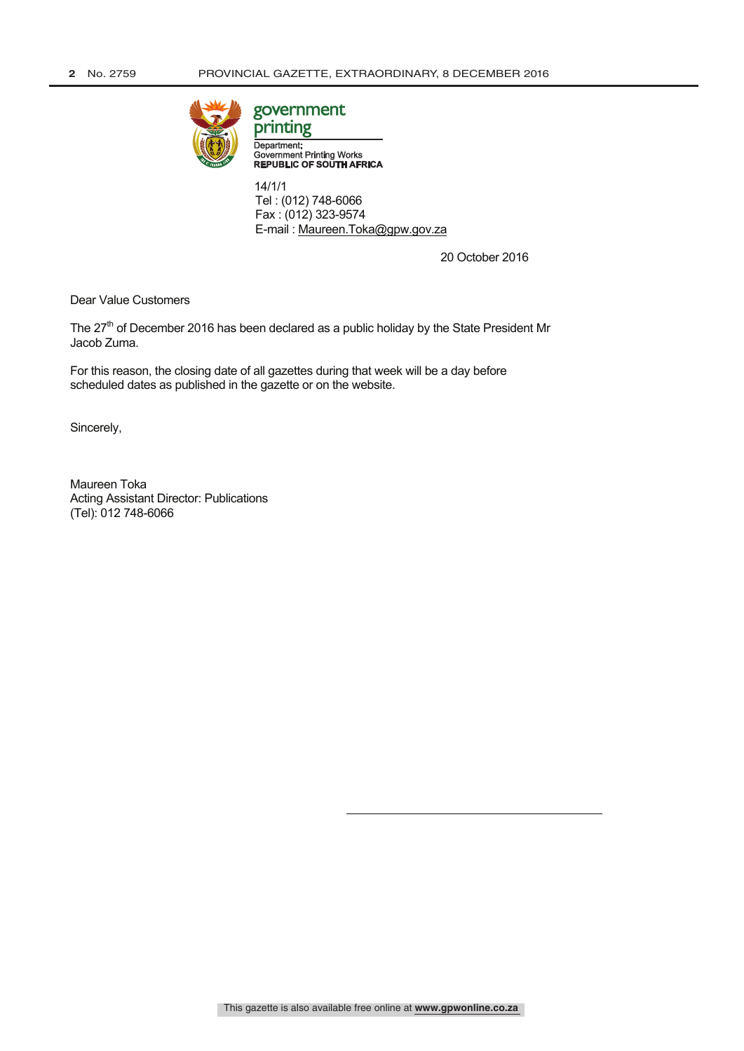government printing

Department:
Government Printing Works
**REPUBLIC OF SOUTH AFRICA**

14/1/1
Tel : (012) 748-6066
Fax : (012) 323-9574
E-mail : Maureen.Toka@gpw.gov.za

20 October 2016

Dear Value Customers

The 27th of December 2016 has been declared as a public holiday by the State President Mr Jacob Zuma.

For this reason, the closing date of all gazettes during that week will be a day before scheduled dates as published in the gazette or on the website.

Sincerely,

Maureen Toka
Acting Assistant Director: Publications
(Tel): 012 748-6066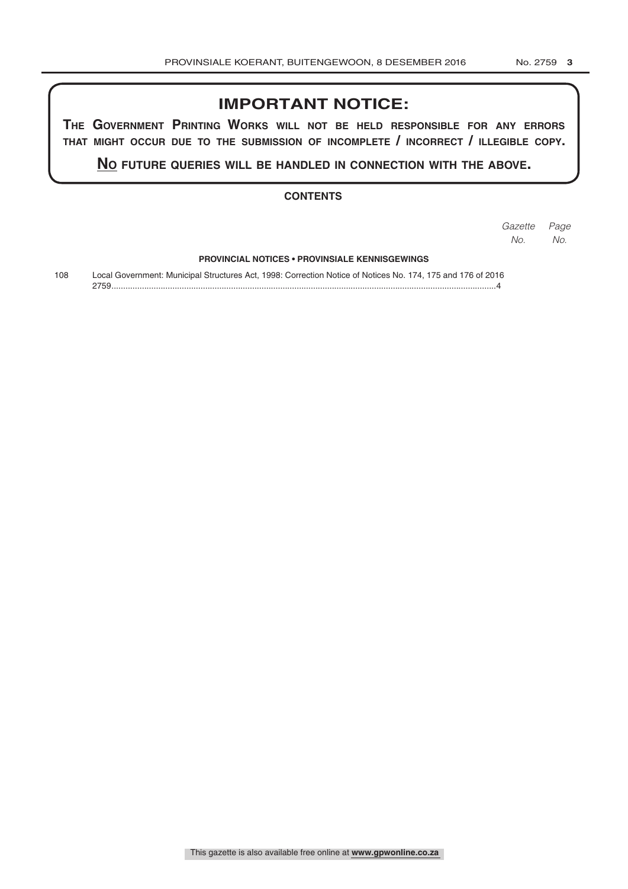# IMPORTANT NOTICE:

**THE GOVERNMENT PRINTING WORKS WILL NOT BE HELD RESPONSIBLE FOR ANY ERRORS THAT MIGHT OCCUR DUE TO THE SUBMISSION OF INCOMPLETE / INCORRECT / ILLEGIBLE COPY.**

**NO FUTURE QUERIES WILL BE HANDLED IN CONNECTION WITH THE ABOVE.**

## CONTENTS

| | | *Gazette No.* | *Page No.* |
|---|---|---|---|
| | **PROVINCIAL NOTICES • PROVINSIALE KENNISGEWINGS** | | |
| 108 | Local Government: Municipal Structures Act, 1998: Correction Notice of Notices No. 174, 175 and 176 of 2016 | 2759 | 4 |

This gazette is also available free online at **www.gpwonline.co.za**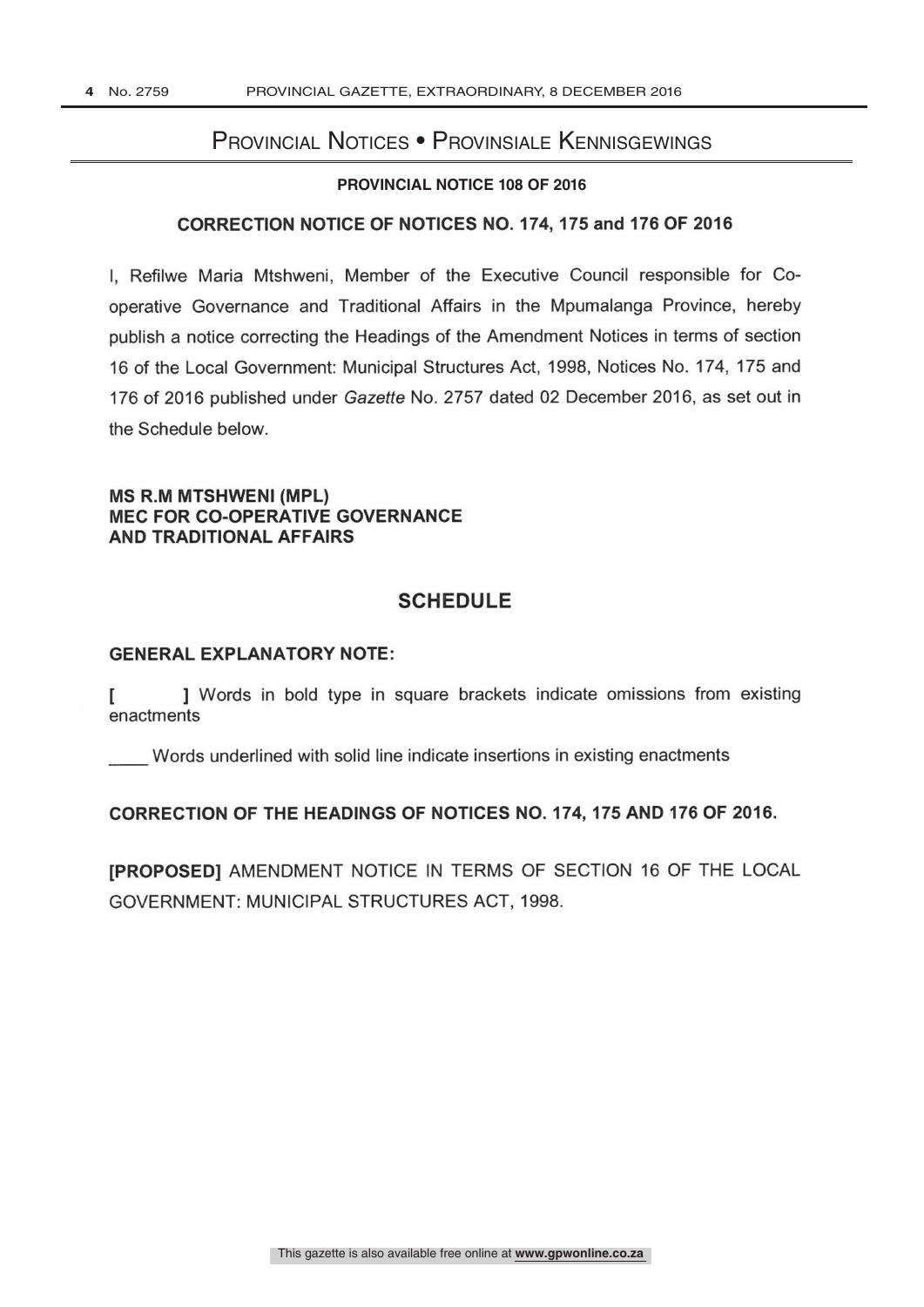## Provincial Notices • Provinsiale Kennisgewings

### PROVINCIAL NOTICE 108 OF 2016

### CORRECTION NOTICE OF NOTICES NO. 174, 175 and 176 OF 2016

I, Refilwe Maria Mtshweni, Member of the Executive Council responsible for Co-operative Governance and Traditional Affairs in the Mpumalanga Province, hereby publish a notice correcting the Headings of the Amendment Notices in terms of section 16 of the Local Government: Municipal Structures Act, 1998, Notices No. 174, 175 and 176 of 2016 published under *Gazette* No. 2757 dated 02 December 2016, as set out in the Schedule below.

**MS R.M MTSHWENI (MPL)**
**MEC FOR CO-OPERATIVE GOVERNANCE**
**AND TRADITIONAL AFFAIRS**

## SCHEDULE

**GENERAL EXPLANATORY NOTE:**

**[ ]** Words in bold type in square brackets indicate omissions from existing enactments

\_\_\_\_ Words underlined with solid line indicate insertions in existing enactments

**CORRECTION OF THE HEADINGS OF NOTICES NO. 174, 175 AND 176 OF 2016.**

**[PROPOSED]** AMENDMENT NOTICE IN TERMS OF SECTION 16 OF THE LOCAL GOVERNMENT: MUNICIPAL STRUCTURES ACT, 1998.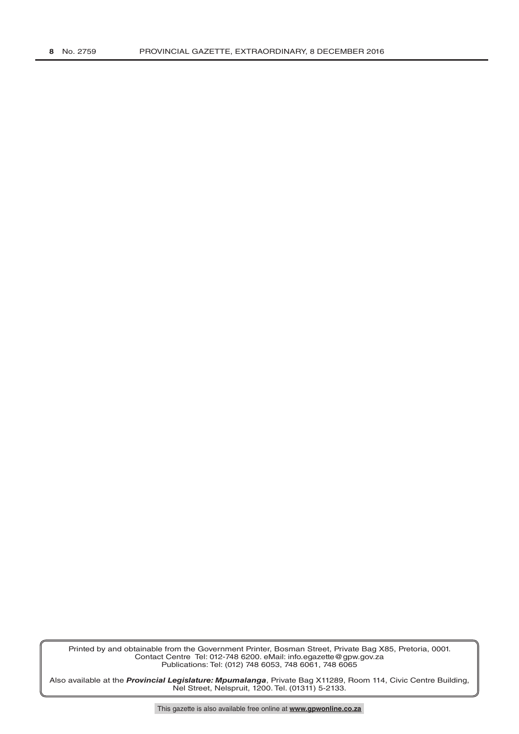Printed by and obtainable from the Government Printer, Bosman Street, Private Bag X85, Pretoria, 0001.
Contact Centre Tel: 012-748 6200. eMail: info.egazette@gpw.gov.za
Publications: Tel: (012) 748 6053, 748 6061, 748 6065

Also available at the ***Provincial Legislature: Mpumalanga***, Private Bag X11289, Room 114, Civic Centre Building, Nel Street, Nelspruit, 1200. Tel. (01311) 5-2133.

This gazette is also available free online at **www.gpwonline.co.za**